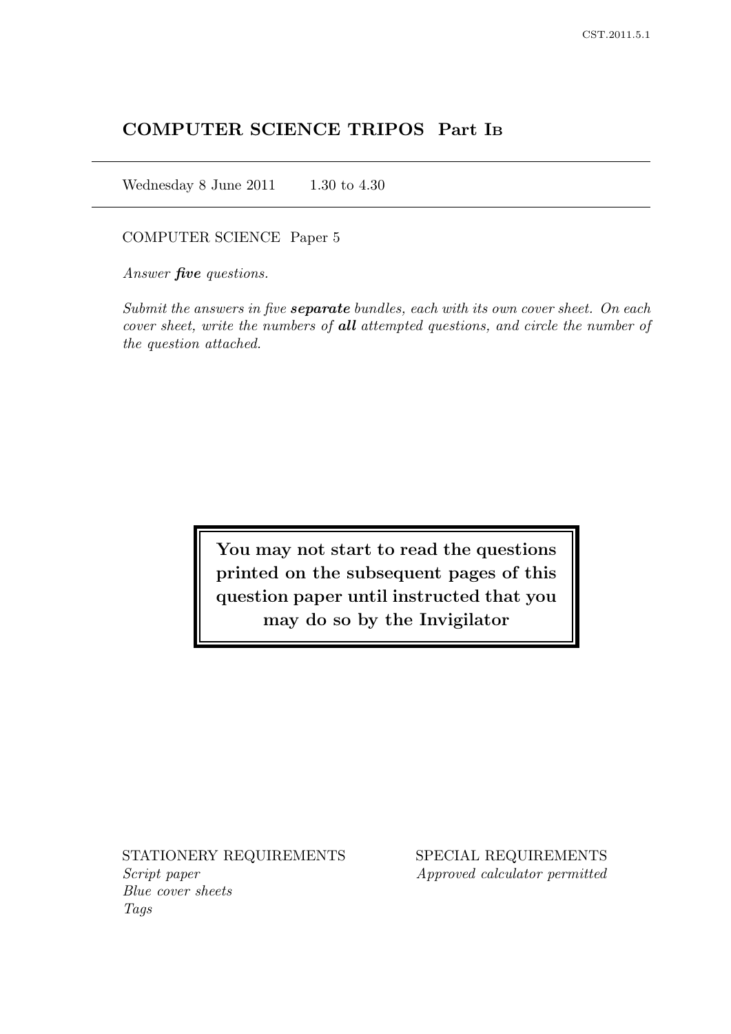# COMPUTER SCIENCE TRIPOS Part IB

Wednesday 8 June 2011    1.30 to 4.30

COMPUTER SCIENCE Paper 5

*Answer **five** questions.*

*Submit the answers in five **separate** bundles, each with its own cover sheet. On each cover sheet, write the numbers of **all** attempted questions, and circle the number of the question attached.*

**You may not start to read the questions printed on the subsequent pages of this question paper until instructed that you may do so by the Invigilator**

STATIONERY REQUIREMENTS
*Script paper*
*Blue cover sheets*
*Tags*

SPECIAL REQUIREMENTS
*Approved calculator permitted*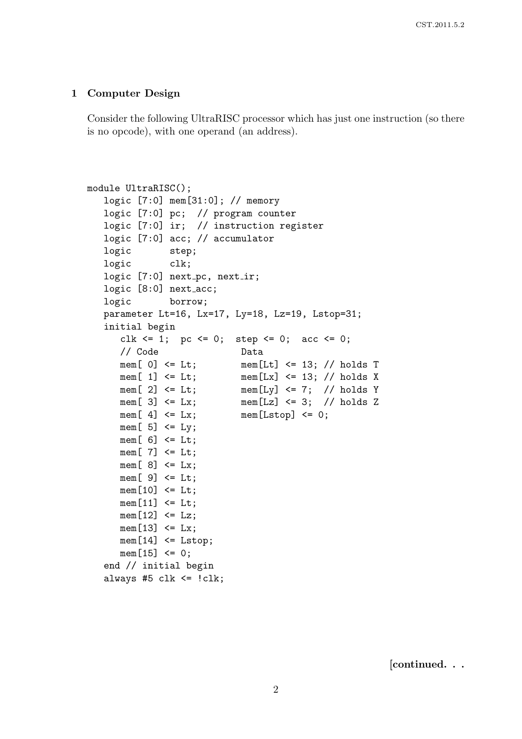## 1 Computer Design

Consider the following UltraRISC processor which has just one instruction (so there is no opcode), with one operand (an address).

```
module UltraRISC();
   logic [7:0] mem[31:0]; // memory
   logic [7:0] pc;  // program counter
   logic [7:0] ir;  // instruction register
   logic [7:0] acc; // accumulator
   logic       step;
   logic       clk;
   logic [7:0] next_pc, next_ir;
   logic [8:0] next_acc;
   logic       borrow;
   parameter Lt=16, Lx=17, Ly=18, Lz=19, Lstop=31;
   initial begin
      clk <= 1;  pc <= 0;  step <= 0;  acc <= 0;
      // Code              Data
      mem[ 0] <= Lt;       mem[Lt] <= 13; // holds T
      mem[ 1] <= Lt;       mem[Lx] <= 13; // holds X
      mem[ 2] <= Lt;       mem[Ly] <= 7;  // holds Y
      mem[ 3] <= Lx;       mem[Lz] <= 3;  // holds Z
      mem[ 4] <= Lx;       mem[Lstop] <= 0;
      mem[ 5] <= Ly;
      mem[ 6] <= Lt;
      mem[ 7] <= Lt;
      mem[ 8] <= Lx;
      mem[ 9] <= Lt;
      mem[10] <= Lt;
      mem[11] <= Lt;
      mem[12] <= Lz;
      mem[13] <= Lx;
      mem[14] <= Lstop;
      mem[15] <= 0;
   end // initial begin
   always #5 clk <= !clk;
```

[continued. . .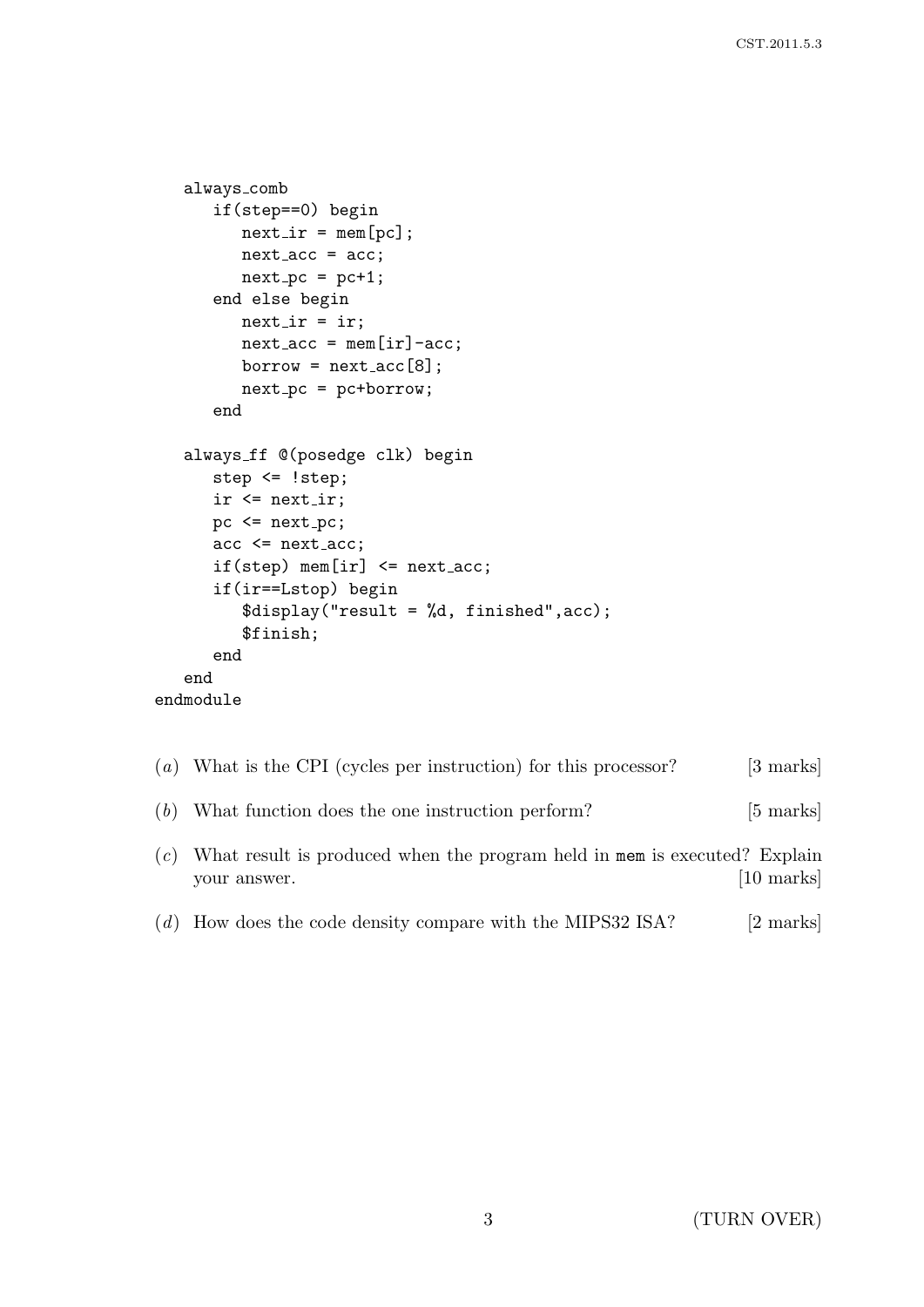```
   always_comb
      if(step==0) begin
         next_ir = mem[pc];
         next_acc = acc;
         next_pc = pc+1;
      end else begin
         next_ir = ir;
         next_acc = mem[ir]-acc;
         borrow = next_acc[8];
         next_pc = pc+borrow;
      end

   always_ff @(posedge clk) begin
      step <= !step;
      ir <= next_ir;
      pc <= next_pc;
      acc <= next_acc;
      if(step) mem[ir] <= next_acc;
      if(ir==Lstop) begin
         $display("result = %d, finished",acc);
         $finish;
      end
   end
endmodule
```

(*a*) What is the CPI (cycles per instruction) for this processor? [3 marks]

(*b*) What function does the one instruction perform? [5 marks]

(*c*) What result is produced when the program held in `mem` is executed? Explain your answer. [10 marks]

(*d*) How does the code density compare with the MIPS32 ISA? [2 marks]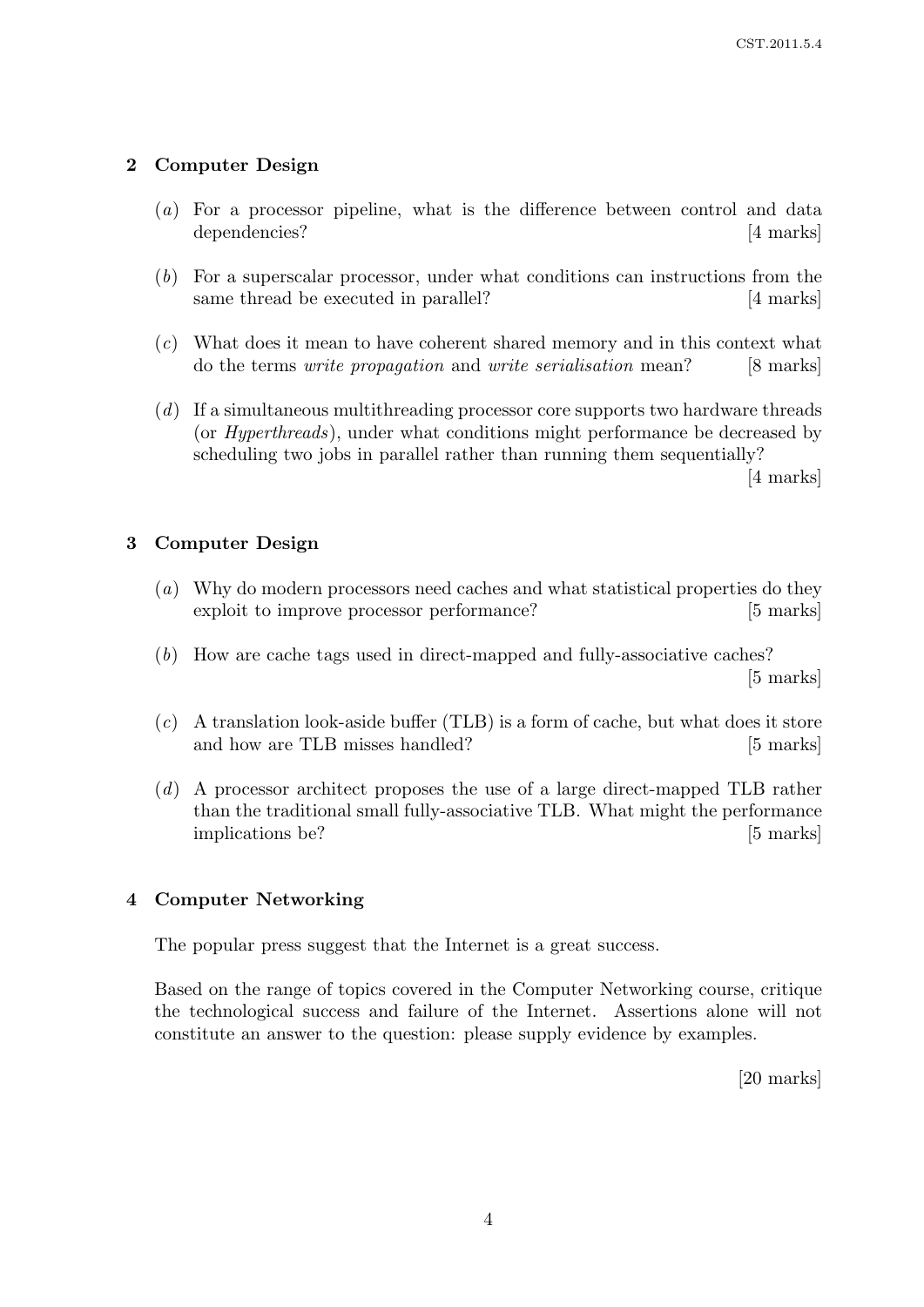## 2 Computer Design

(*a*) For a processor pipeline, what is the difference between control and data dependencies? [4 marks]

(*b*) For a superscalar processor, under what conditions can instructions from the same thread be executed in parallel? [4 marks]

(*c*) What does it mean to have coherent shared memory and in this context what do the terms *write propagation* and *write serialisation* mean? [8 marks]

(*d*) If a simultaneous multithreading processor core supports two hardware threads (or *Hyperthreads*), under what conditions might performance be decreased by scheduling two jobs in parallel rather than running them sequentially? [4 marks]

## 3 Computer Design

(*a*) Why do modern processors need caches and what statistical properties do they exploit to improve processor performance? [5 marks]

(*b*) How are cache tags used in direct-mapped and fully-associative caches? [5 marks]

(*c*) A translation look-aside buffer (TLB) is a form of cache, but what does it store and how are TLB misses handled? [5 marks]

(*d*) A processor architect proposes the use of a large direct-mapped TLB rather than the traditional small fully-associative TLB. What might the performance implications be? [5 marks]

## 4 Computer Networking

The popular press suggest that the Internet is a great success.

Based on the range of topics covered in the Computer Networking course, critique the technological success and failure of the Internet. Assertions alone will not constitute an answer to the question: please supply evidence by examples.

[20 marks]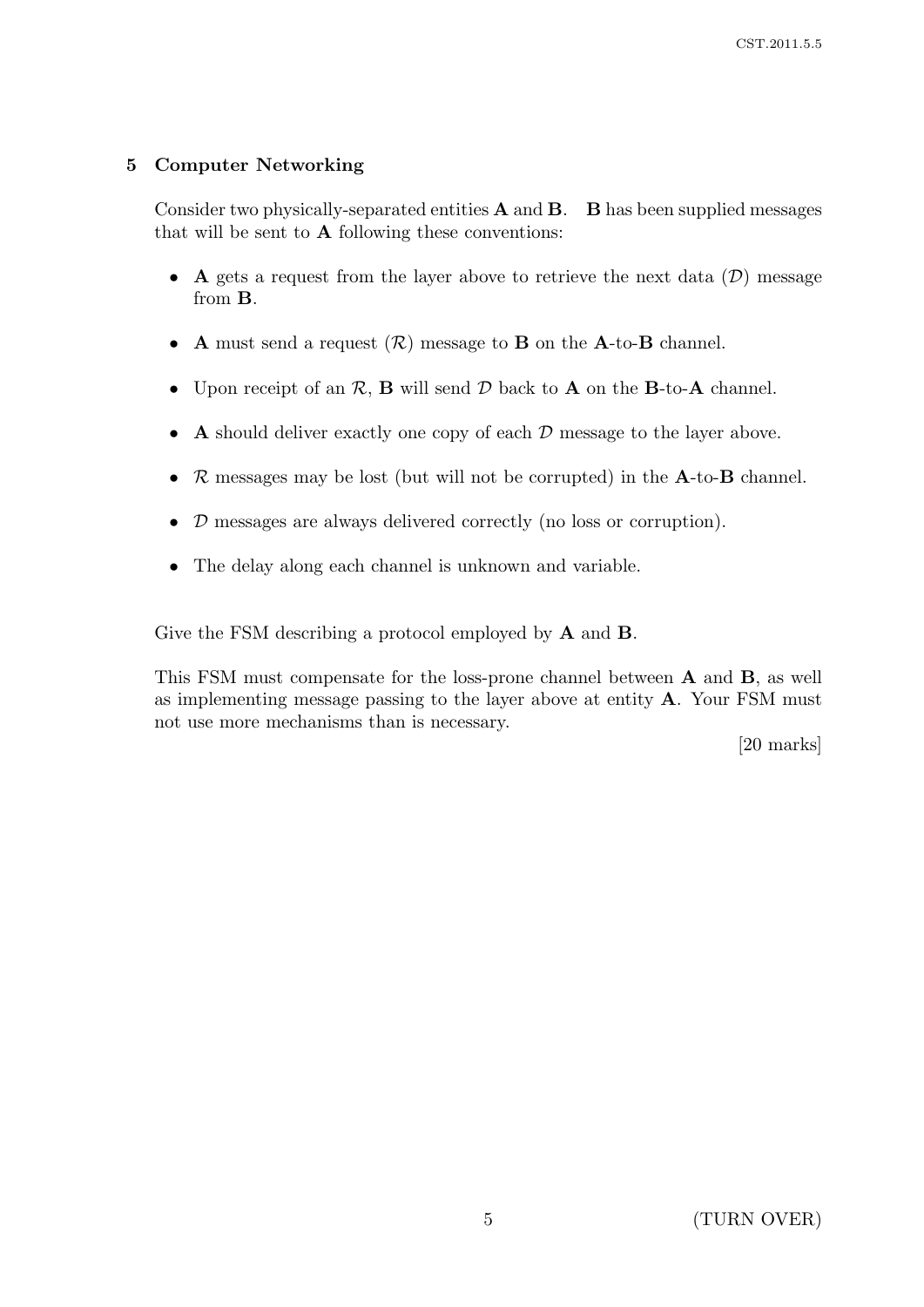## 5 Computer Networking

Consider two physically-separated entities **A** and **B**. **B** has been supplied messages that will be sent to **A** following these conventions:

- **A** gets a request from the layer above to retrieve the next data ($\mathcal{D}$) message from **B**.
- **A** must send a request ($\mathcal{R}$) message to **B** on the **A**-to-**B** channel.
- Upon receipt of an $\mathcal{R}$, **B** will send $\mathcal{D}$ back to **A** on the **B**-to-**A** channel.
- **A** should deliver exactly one copy of each $\mathcal{D}$ message to the layer above.
- $\mathcal{R}$ messages may be lost (but will not be corrupted) in the **A**-to-**B** channel.
- $\mathcal{D}$ messages are always delivered correctly (no loss or corruption).
- The delay along each channel is unknown and variable.

Give the FSM describing a protocol employed by **A** and **B**.

This FSM must compensate for the loss-prone channel between **A** and **B**, as well as implementing message passing to the layer above at entity **A**. Your FSM must not use more mechanisms than is necessary.

[20 marks]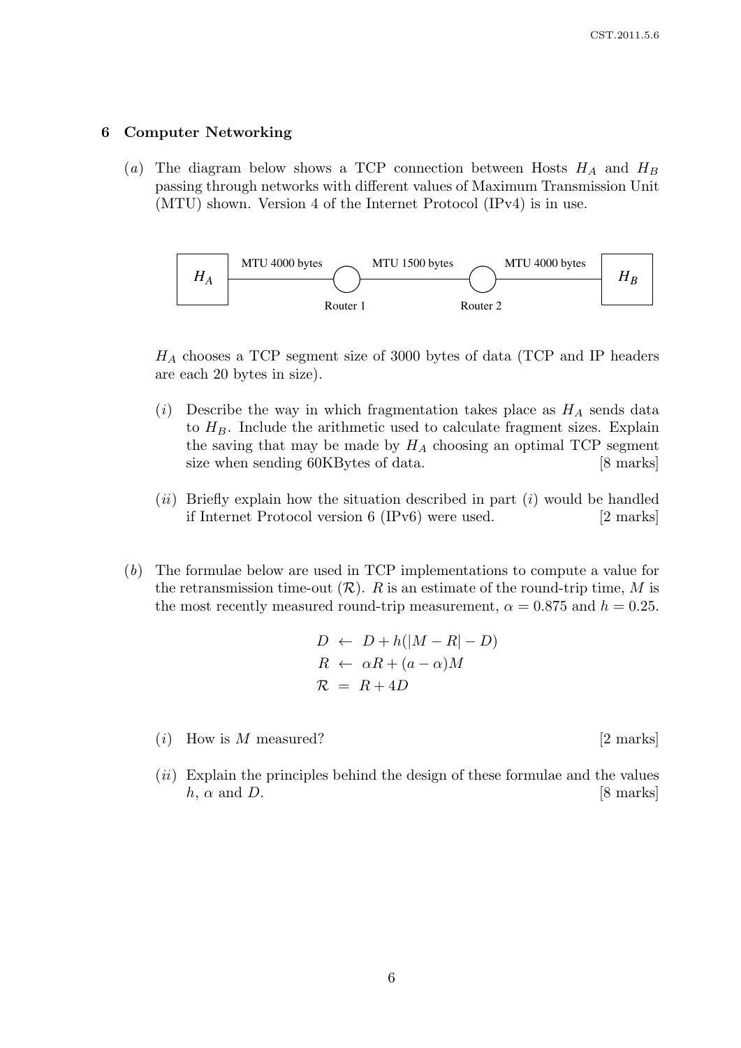## 6 Computer Networking

(*a*) The diagram below shows a TCP connection between Hosts $H_A$ and $H_B$ passing through networks with different values of Maximum Transmission Unit (MTU) shown. Version 4 of the Internet Protocol (IPv4) is in use.

$H_A$ — MTU 4000 bytes — Router 1 — MTU 1500 bytes — Router 2 — MTU 4000 bytes — $H_B$

$H_A$ chooses a TCP segment size of 3000 bytes of data (TCP and IP headers are each 20 bytes in size).

(*i*) Describe the way in which fragmentation takes place as $H_A$ sends data to $H_B$. Include the arithmetic used to calculate fragment sizes. Explain the saving that may be made by $H_A$ choosing an optimal TCP segment size when sending 60KBytes of data. [8 marks]

(*ii*) Briefly explain how the situation described in part (*i*) would be handled if Internet Protocol version 6 (IPv6) were used. [2 marks]

(*b*) The formulae below are used in TCP implementations to compute a value for the retransmission time-out ($\mathcal{R}$). $R$ is an estimate of the round-trip time, $M$ is the most recently measured round-trip measurement, $\alpha = 0.875$ and $h = 0.25$.

$$
\begin{aligned}
D &\leftarrow D + h(|M - R| - D) \\
R &\leftarrow \alpha R + (a - \alpha)M \\
\mathcal{R} &= R + 4D
\end{aligned}
$$

(*i*) How is $M$ measured? [2 marks]

(*ii*) Explain the principles behind the design of these formulae and the values $h$, $\alpha$ and $D$. [8 marks]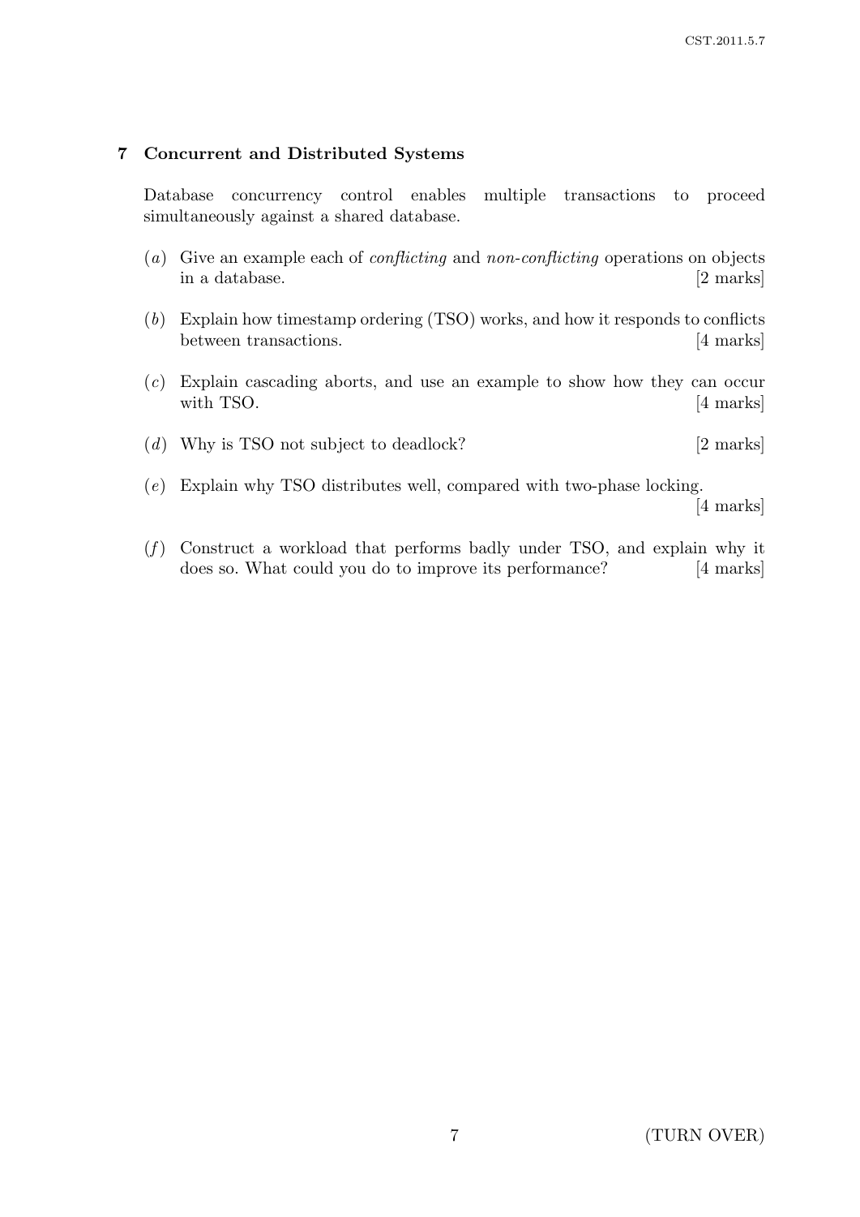## 7 Concurrent and Distributed Systems

Database concurrency control enables multiple transactions to proceed simultaneously against a shared database.

(*a*) Give an example each of *conflicting* and *non-conflicting* operations on objects in a database. [2 marks]

(*b*) Explain how timestamp ordering (TSO) works, and how it responds to conflicts between transactions. [4 marks]

(*c*) Explain cascading aborts, and use an example to show how they can occur with TSO. [4 marks]

(*d*) Why is TSO not subject to deadlock? [2 marks]

(*e*) Explain why TSO distributes well, compared with two-phase locking. [4 marks]

(*f*) Construct a workload that performs badly under TSO, and explain why it does so. What could you do to improve its performance? [4 marks]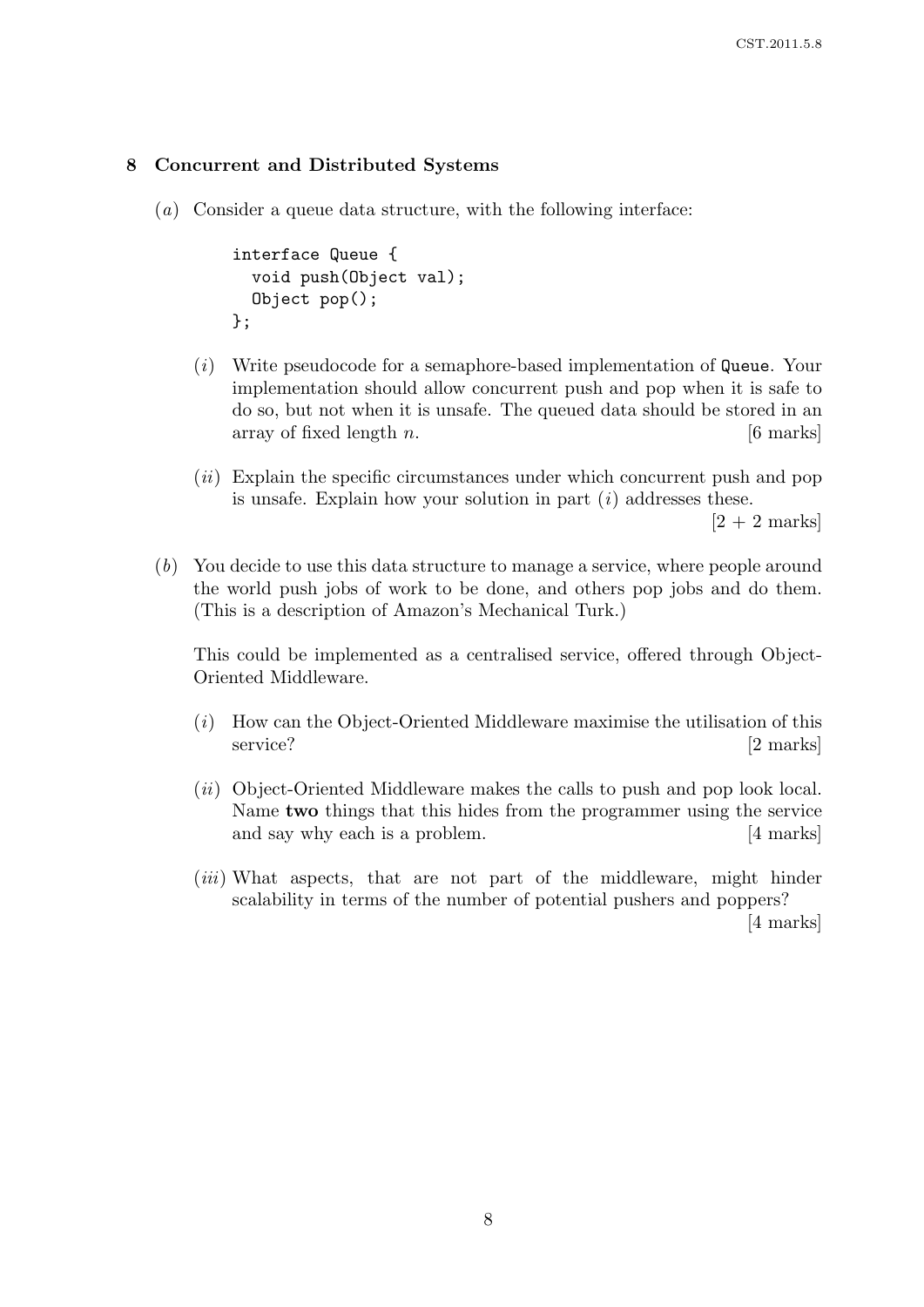## 8 Concurrent and Distributed Systems

(*a*) Consider a queue data structure, with the following interface:

```
interface Queue {
  void push(Object val);
  Object pop();
};
```

(*i*) Write pseudocode for a semaphore-based implementation of `Queue`. Your implementation should allow concurrent push and pop when it is safe to do so, but not when it is unsafe. The queued data should be stored in an array of fixed length $n$. [6 marks]

(*ii*) Explain the specific circumstances under which concurrent push and pop is unsafe. Explain how your solution in part (*i*) addresses these. [2 + 2 marks]

(*b*) You decide to use this data structure to manage a service, where people around the world push jobs of work to be done, and others pop jobs and do them. (This is a description of Amazon's Mechanical Turk.)

This could be implemented as a centralised service, offered through Object-Oriented Middleware.

(*i*) How can the Object-Oriented Middleware maximise the utilisation of this service? [2 marks]

(*ii*) Object-Oriented Middleware makes the calls to push and pop look local. Name **two** things that this hides from the programmer using the service and say why each is a problem. [4 marks]

(*iii*) What aspects, that are not part of the middleware, might hinder scalability in terms of the number of potential pushers and poppers? [4 marks]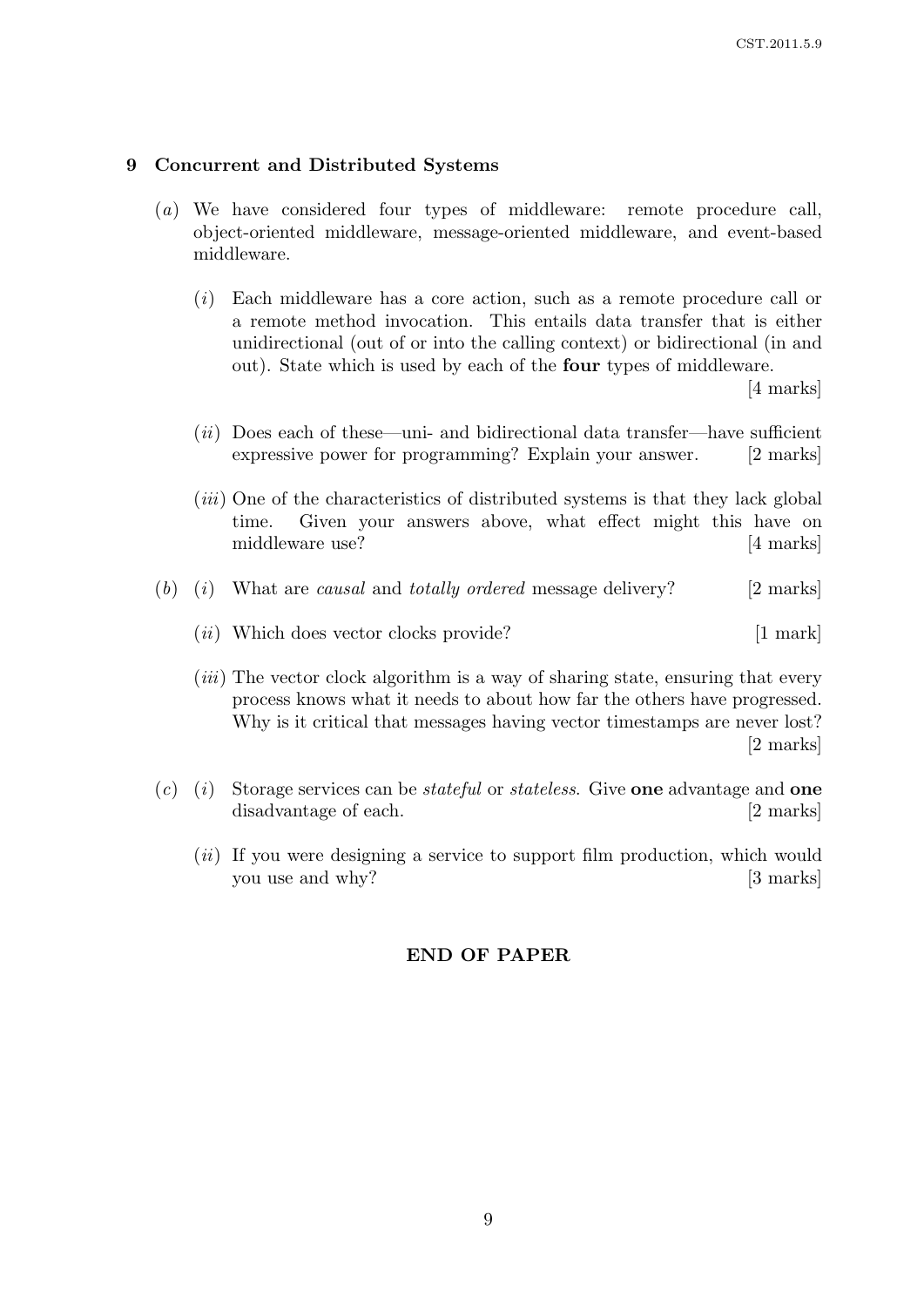## 9 Concurrent and Distributed Systems

(*a*) We have considered four types of middleware: remote procedure call, object-oriented middleware, message-oriented middleware, and event-based middleware.

(*i*) Each middleware has a core action, such as a remote procedure call or a remote method invocation. This entails data transfer that is either unidirectional (out of or into the calling context) or bidirectional (in and out). State which is used by each of the **four** types of middleware. [4 marks]

(*ii*) Does each of these—uni- and bidirectional data transfer—have sufficient expressive power for programming? Explain your answer. [2 marks]

(*iii*) One of the characteristics of distributed systems is that they lack global time. Given your answers above, what effect might this have on middleware use? [4 marks]

(*b*) (*i*) What are *causal* and *totally ordered* message delivery? [2 marks]

(*ii*) Which does vector clocks provide? [1 mark]

(*iii*) The vector clock algorithm is a way of sharing state, ensuring that every process knows what it needs to about how far the others have progressed. Why is it critical that messages having vector timestamps are never lost? [2 marks]

(*c*) (*i*) Storage services can be *stateful* or *stateless*. Give **one** advantage and **one** disadvantage of each. [2 marks]

(*ii*) If you were designing a service to support film production, which would you use and why? [3 marks]

**END OF PAPER**